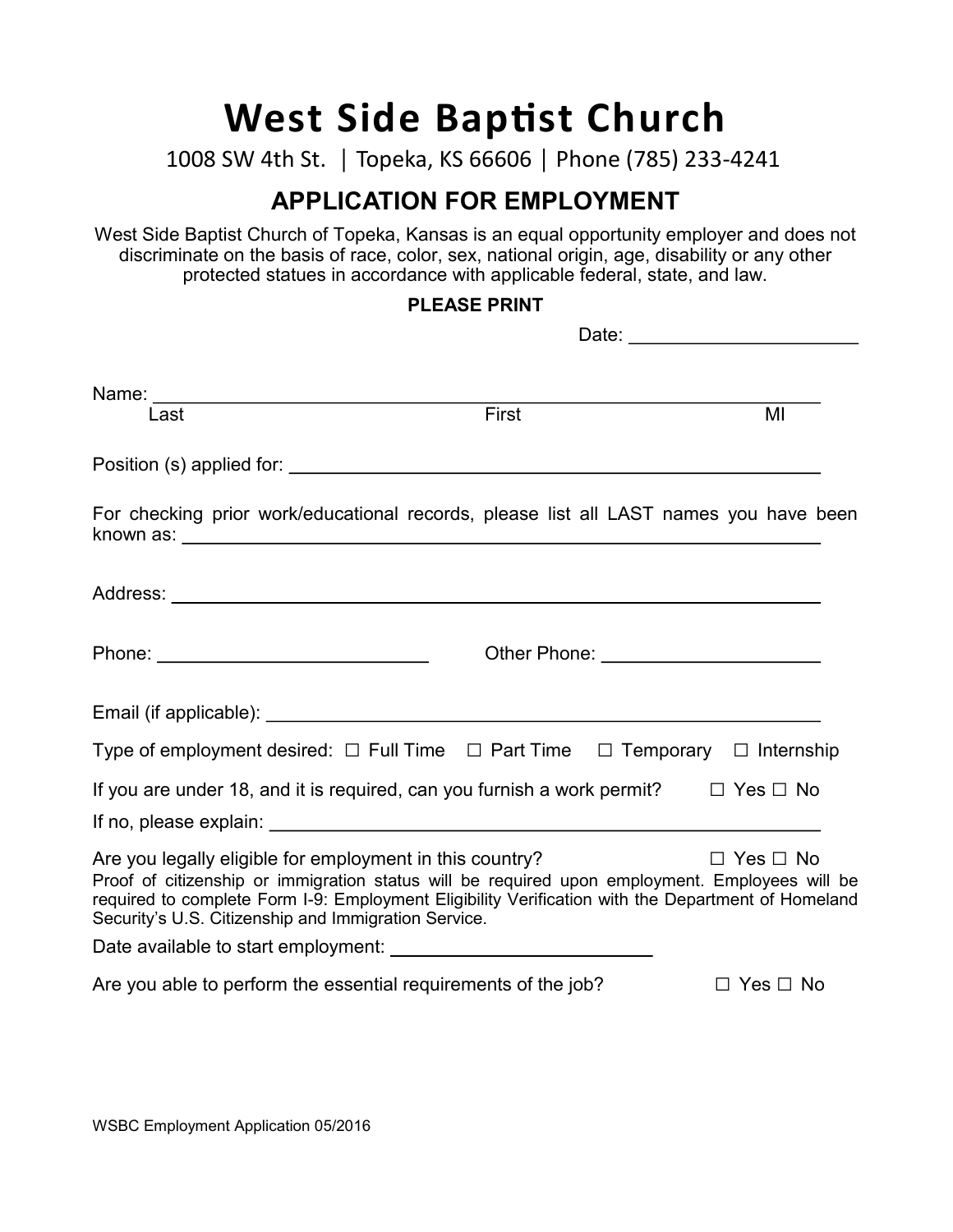# West Side Baptist Church

1008 SW 4th St. | Topeka, KS 66606 | Phone (785) 233-4241

## APPLICATION FOR EMPLOYMENT

West Side Baptist Church of Topeka, Kansas is an equal opportunity employer and does not discriminate on the basis of race, color, sex, national origin, age, disability or any other protected statues in accordance with applicable federal, state, and law.

**PLEASE PRINT**

Date: ______________________

Name: ________________________________________________________________
Last First MI

Position (s) applied for: ____________________________________________

For checking prior work/educational records, please list all LAST names you have been known as: ____________________________________________

Address: ____________________________________________

Phone: __________________________ Other Phone: ______________________

Email (if applicable): ____________________________________________

Type of employment desired: ☐ Full Time ☐ Part Time ☐ Temporary ☐ Internship

If you are under 18, and it is required, can you furnish a work permit? ☐ Yes ☐ No

If no, please explain: ____________________________________________

Are you legally eligible for employment in this country? ☐ Yes ☐ No

Proof of citizenship or immigration status will be required upon employment. Employees will be required to complete Form I-9: Employment Eligibility Verification with the Department of Homeland Security's U.S. Citizenship and Immigration Service.

Date available to start employment: __________________________

Are you able to perform the essential requirements of the job? ☐ Yes ☐ No

WSBC Employment Application 05/2016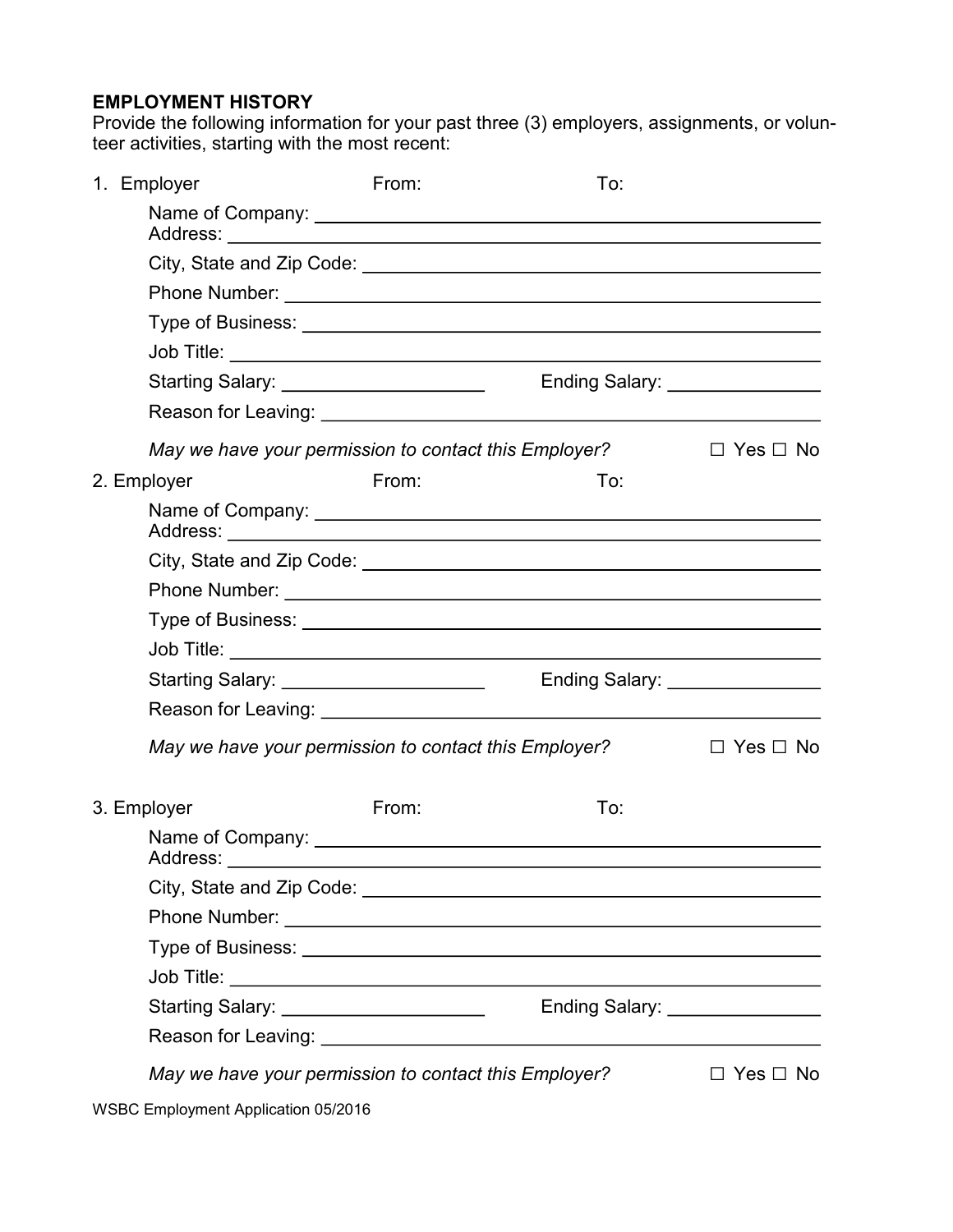**EMPLOYMENT HISTORY**

Provide the following information for your past three (3) employers, assignments, or volunteer activities, starting with the most recent:

1. Employer From: To:

   Name of Company: ______________________________
   Address: ______________________________
   City, State and Zip Code: ______________________________
   Phone Number: ______________________________
   Type of Business: ______________________________
   Job Title: ______________________________
   Starting Salary: ____________________ Ending Salary: ________________
   Reason for Leaving: ______________________________

   *May we have your permission to contact this Employer?* ☐ Yes ☐ No

2. Employer From: To:

   Name of Company: ______________________________
   Address: ______________________________
   City, State and Zip Code: ______________________________
   Phone Number: ______________________________
   Type of Business: ______________________________
   Job Title: ______________________________
   Starting Salary: ____________________ Ending Salary: ________________
   Reason for Leaving: ______________________________

   *May we have your permission to contact this Employer?* ☐ Yes ☐ No

3. Employer From: To:

   Name of Company: ______________________________
   Address: ______________________________
   City, State and Zip Code: ______________________________
   Phone Number: ______________________________
   Type of Business: ______________________________
   Job Title: ______________________________
   Starting Salary: ____________________ Ending Salary: ________________
   Reason for Leaving: ______________________________

   *May we have your permission to contact this Employer?* ☐ Yes ☐ No

WSBC Employment Application 05/2016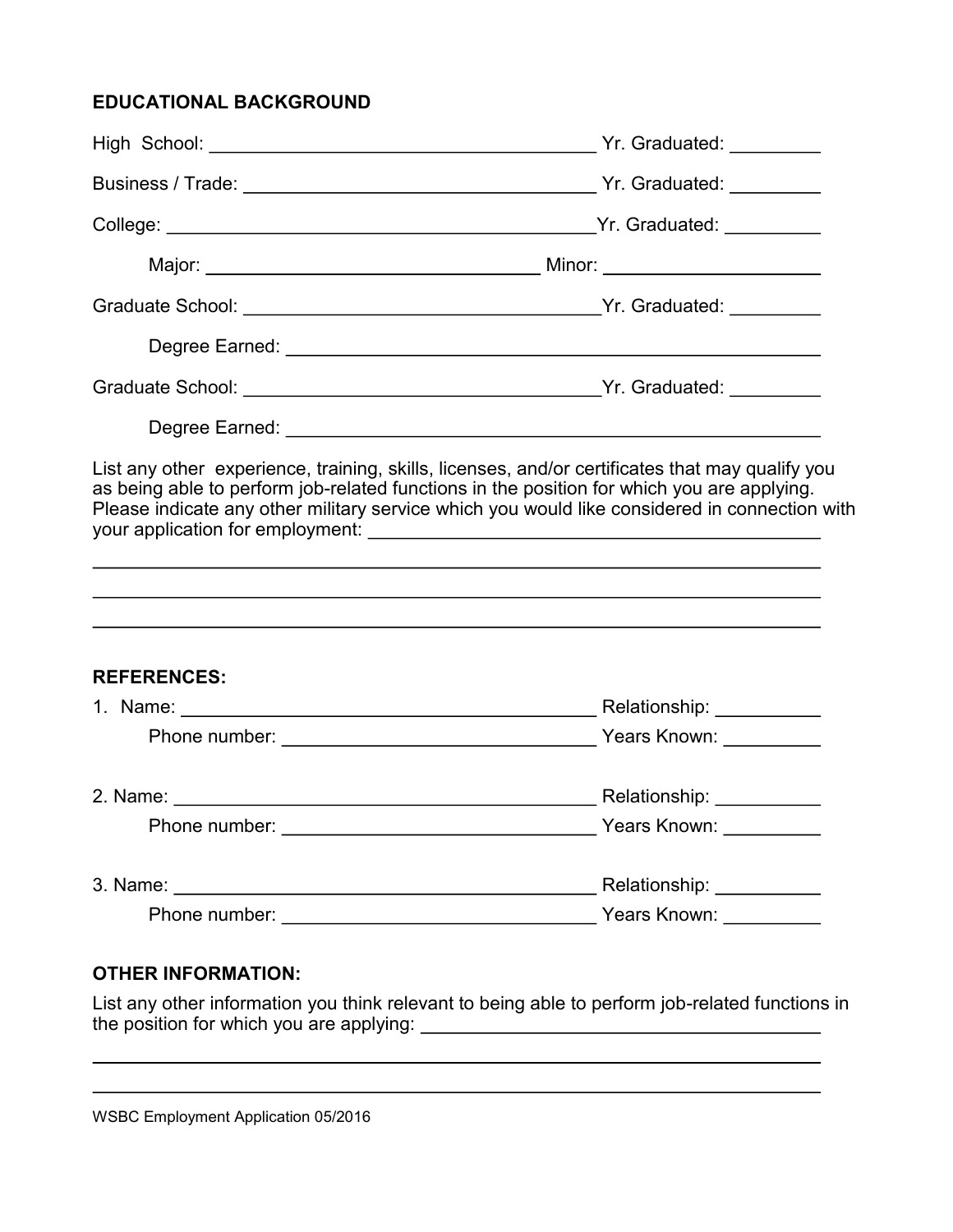## EDUCATIONAL BACKGROUND

High School: ______________________________________ Yr. Graduated: _________

Business / Trade: __________________________________ Yr. Graduated: _________

College: _________________________________________Yr. Graduated: _________

Major: ________________________________ Minor: ______________________

Graduate School: __________________________________Yr. Graduated: _________

Degree Earned: ___________________________________________________

Graduate School: __________________________________Yr. Graduated: _________

Degree Earned: ___________________________________________________

List any other experience, training, skills, licenses, and/or certificates that may qualify you as being able to perform job-related functions in the position for which you are applying. Please indicate any other military service which you would like considered in connection with your application for employment: ____________________________________________

_______________________________________________________________________

_______________________________________________________________________

_______________________________________________________________________

## REFERENCES:

1. Name: ________________________________________ Relationship: __________

   Phone number: _______________________________ Years Known: _________

2. Name: ________________________________________ Relationship: __________

   Phone number: _______________________________ Years Known: _________

3. Name: ________________________________________ Relationship: __________

   Phone number: _______________________________ Years Known: _________

## OTHER INFORMATION:

List any other information you think relevant to being able to perform job-related functions in the position for which you are applying: _______________________________________

_______________________________________________________________________

_______________________________________________________________________

WSBC Employment Application 05/2016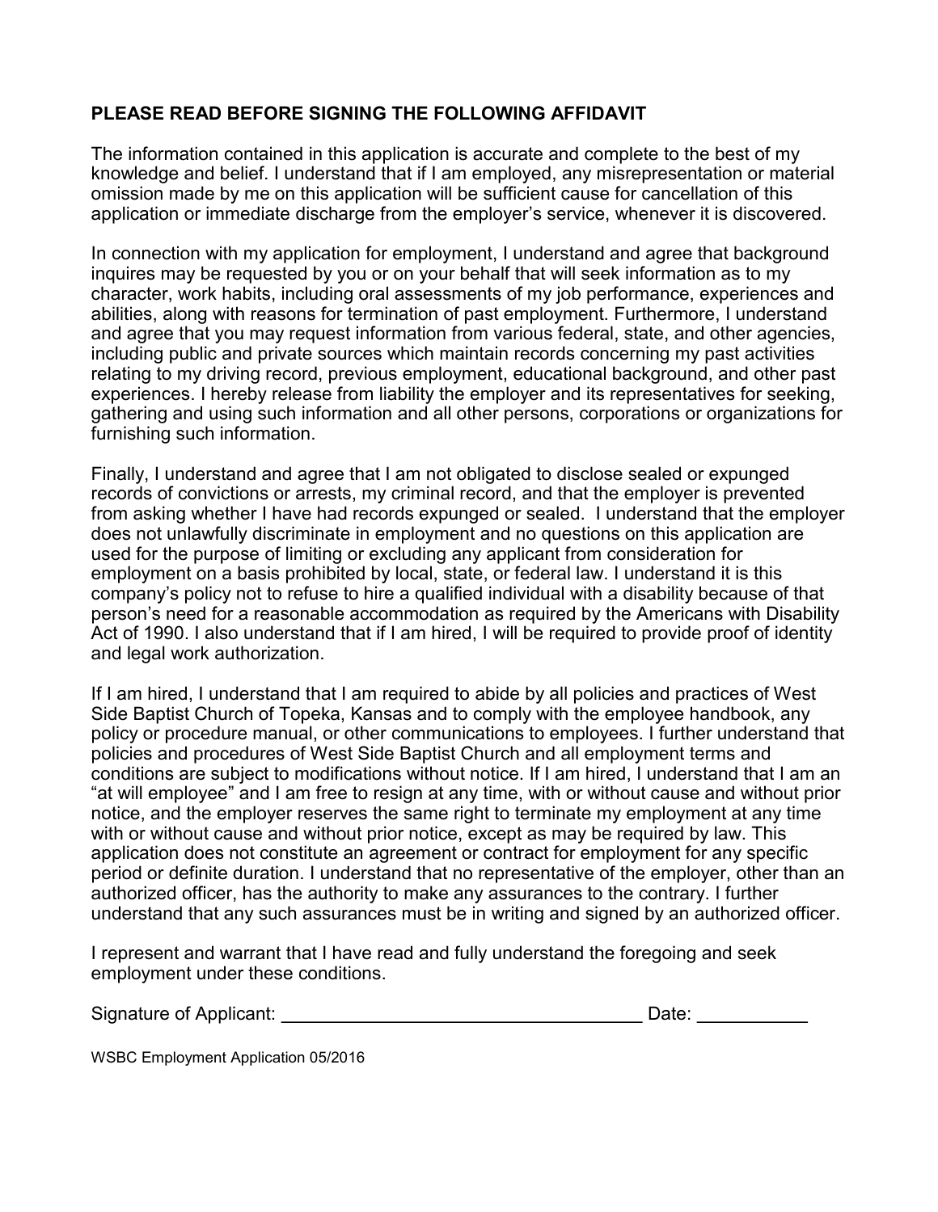**PLEASE READ BEFORE SIGNING THE FOLLOWING AFFIDAVIT**

The information contained in this application is accurate and complete to the best of my knowledge and belief. I understand that if I am employed, any misrepresentation or material omission made by me on this application will be sufficient cause for cancellation of this application or immediate discharge from the employer's service, whenever it is discovered.

In connection with my application for employment, I understand and agree that background inquires may be requested by you or on your behalf that will seek information as to my character, work habits, including oral assessments of my job performance, experiences and abilities, along with reasons for termination of past employment. Furthermore, I understand and agree that you may request information from various federal, state, and other agencies, including public and private sources which maintain records concerning my past activities relating to my driving record, previous employment, educational background, and other past experiences. I hereby release from liability the employer and its representatives for seeking, gathering and using such information and all other persons, corporations or organizations for furnishing such information.

Finally, I understand and agree that I am not obligated to disclose sealed or expunged records of convictions or arrests, my criminal record, and that the employer is prevented from asking whether I have had records expunged or sealed. I understand that the employer does not unlawfully discriminate in employment and no questions on this application are used for the purpose of limiting or excluding any applicant from consideration for employment on a basis prohibited by local, state, or federal law. I understand it is this company's policy not to refuse to hire a qualified individual with a disability because of that person's need for a reasonable accommodation as required by the Americans with Disability Act of 1990. I also understand that if I am hired, I will be required to provide proof of identity and legal work authorization.

If I am hired, I understand that I am required to abide by all policies and practices of West Side Baptist Church of Topeka, Kansas and to comply with the employee handbook, any policy or procedure manual, or other communications to employees. I further understand that policies and procedures of West Side Baptist Church and all employment terms and conditions are subject to modifications without notice. If I am hired, I understand that I am an "at will employee" and I am free to resign at any time, with or without cause and without prior notice, and the employer reserves the same right to terminate my employment at any time with or without cause and without prior notice, except as may be required by law. This application does not constitute an agreement or contract for employment for any specific period or definite duration. I understand that no representative of the employer, other than an authorized officer, has the authority to make any assurances to the contrary. I further understand that any such assurances must be in writing and signed by an authorized officer.

I represent and warrant that I have read and fully understand the foregoing and seek employment under these conditions.

Signature of Applicant: ___________________________________ Date: ___________

WSBC Employment Application 05/2016